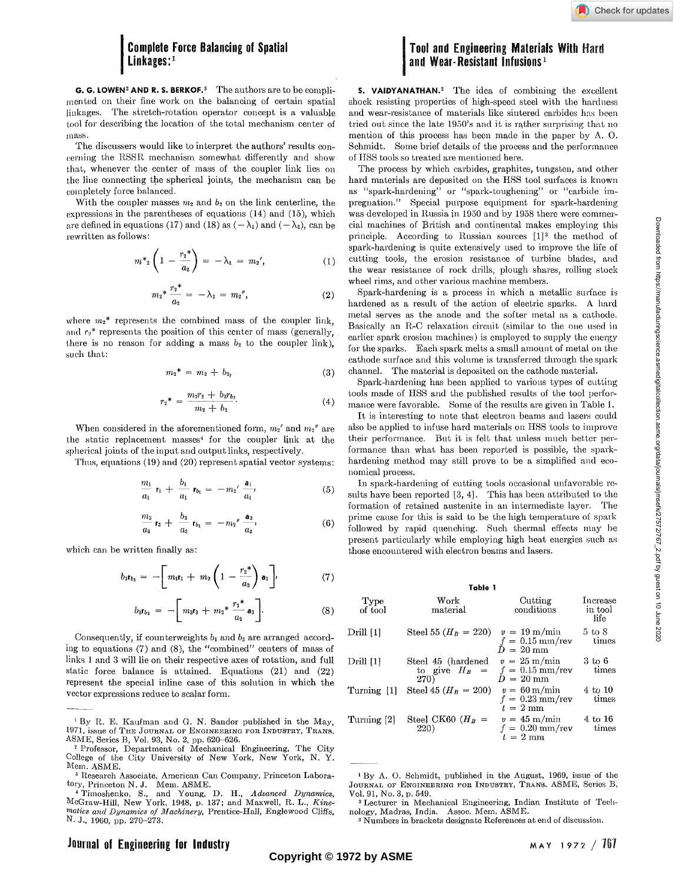## Complete Force Balancing of Spatial Linkages:[1]

**G. G. LOWEN[2] AND R. S. BERKOF.[3]** The authors are to be complimented on their fine work on the balancing of certain spatial linkages. The stretch-rotation operator concept is a valuable tool for describing the location of the total mechanism center of mass.

The discussers would like to interpret the authors' results concerning the RSSR mechanism somewhat differently and show that, whenever the center of mass of the coupler link lies on the line connecting the spherical joints, the mechanism can be completely force balanced.

With the coupler masses $m_2$ and $b_2$ on the link centerline, the expressions in the parentheses of equations (14) and (15), which are defined in equations (17) and (18) as $(-\lambda_1)$ and $(-\lambda_2)$, can be rewritten as follows:

$$m^*_2\left(1 - \frac{r_2^*}{a_2}\right) = -\lambda_1 = m_2', \tag{1}$$

$$m_2^*\frac{r_2^*}{a_2} = -\lambda_2 = m_2'', \tag{2}$$

where $m_2^*$ represents the combined mass of the coupler link, and $r_2^*$ represents the position of this center of mass (generally, there is no reason for adding a mass $b_2$ to the coupler link), such that:

$$m_2^* = m_2 + b_2, \tag{3}$$

$$r_2^* = \frac{m_2 r_2 + b_2 r_{b_2}}{m_2 + b_2}. \tag{4}$$

When considered in the aforementioned form, $m_2'$ and $m_2''$ are the static replacement masses[4] for the coupler link at the spherical joints of the input and output links, respectively.

Thus, equations (19) and (20) represent spatial vector systems:

$$\frac{m_1}{a_1}\,\mathbf{r}_1 + \frac{b_1}{a_1}\,\mathbf{r}_{b_1} = -m_2'\,\frac{\mathbf{a}_1}{a_1}, \tag{5}$$

$$\frac{m_3}{a_3}\,\mathbf{r}_3 + \frac{b_3}{a_3}\,\mathbf{r}_{b_3} = -m_2''\,\frac{\mathbf{a}_3}{a_3}, \tag{6}$$

which can be written finally as:

$$b_1\mathbf{r}_{b_1} = -\left[m_1\mathbf{r}_1 + m_2\left(1 - \frac{r_2^*}{a_2}\right)\mathbf{a}_1\right], \tag{7}$$

$$b_3\mathbf{r}_{b_3} = -\left[m_3\mathbf{r}_3 + m_2^*\,\frac{r_2^*}{a_2}\,\mathbf{a}_3\right]. \tag{8}$$

Consequently, if counterweights $b_1$ and $b_3$ are arranged according to equations (7) and (8), the "combined" centers of mass of links 1 and 3 will lie on their respective axes of rotation, and full static force balance is attained. Equations (21) and (22) represent the special inline case of this solution in which the vector expressions reduce to scalar form.

---

[1] By R. E. Kaufman and G. N. Sandor published in the May, 1971, issue of THE JOURNAL OF ENGINEERING FOR INDUSTRY, TRANS. ASME, Series B, Vol. 93, No. 2, pp. 620–626.

[2] Professor, Department of Mechanical Engineering, The City College of the City University of New York, New York, N. Y. Mem. ASME.

[3] Research Associate, American Can Company, Princeton Laboratory, Princeton N. J. Mem. ASME.

[4] Timoshenko, S., and Young, D. H., *Advanced Dynamics*, McGraw-Hill, New York, 1948, p. 137; and Maxwell, R. L., *Kinematics and Dynamics of Machinery*, Prentice-Hall, Englewood Cliffs, N. J., 1960, pp. 270–273.

## Tool and Engineering Materials With Hard and Wear-Resistant Infusions[1]

**S. VAIDYANATHAN.[2]** The idea of combining the excellent shock resisting properties of high-speed steel with the hardness and wear-resistance of materials like sintered carbides has been tried out since the late 1950's and it is rather surprising that no mention of this process has been made in the paper by A. O. Schmidt. Some brief details of the process and the performance of HSS tools so treated are mentioned here.

The process by which carbides, graphites, tungsten, and other hard materials are deposited on the HSS tool surfaces is known as "spark-hardening" or "spark-toughening" or "carbide impregnation." Special purpose equipment for spark-hardening was developed in Russia in 1950 and by 1958 there were commercial machines of British and continental makes employing this principle. According to Russian sources [1][3] the method of spark-hardening is quite extensively used to improve the life of cutting tools, the erosion resistance of turbine blades, and the wear resistance of rock drills, plough shares, rolling stock wheel rims, and other various machine members.

Spark-hardening is a process in which a metallic surface is hardened as a result of the action of electric sparks. A hard metal serves as the anode and the softer metal as a cathode. Basically an R-C relaxation circuit (similar to the one used in earlier spark erosion machines) is employed to supply the energy for the sparks. Each spark melts a small amount of metal on the cathode surface and this volume is transferred through the spark channel. The material is deposited on the cathode material.

Spark-hardening has been applied to various types of cutting tools made of HSS and the published results of the tool performance were favorable. Some of the results are given in Table 1.

It is interesting to note that electron beams and lasers could also be applied to infuse hard materials on HSS tools to improve their performance. But it is felt that unless much better performance than what has been reported is possible, the spark-hardening method may still prove to be a simplified and economical process.

In spark-hardening of cutting tools occasional unfavorable results have been reported [3, 4]. This has been attributed to the formation of retained austenite in an intermediate layer. The prime cause for this is said to be the high temperature of spark followed by rapid quenching. Such thermal effects may be present particularly while employing high heat energies such as those encountered with electron beams and lasers.

**Table 1**

| Type of tool | Work material | Cutting conditions | Increase in tool life |
|---|---|---|---|
| Drill [1] | Steel 55 ($H_B$ = 220) | $v$ = 19 m/min, $f$ = 0.15 mm/rev, $D$ = 20 mm | 5 to 8 times |
| Drill [1] | Steel 45 (hardened to give $H_B$ = 270) | $v$ = 25 m/min, $f$ = 0.15 mm/rev, $D$ = 20 mm | 3 to 6 times |
| Turning [1] | Steel 45 ($H_B$ = 200) | $v$ = 60 m/min, $f$ = 0.23 mm/rev, $t$ = 2 mm | 4 to 10 times |
| Turning [2] | Steel CK60 ($H_B$ = 220) | $v$ = 45 m/min, $f$ = 0.20 mm/rev, $t$ = 2 mm | 4 to 16 times |

---

[1] By A. O. Schmidt, published in the August, 1969, issue of the JOURNAL OF ENGINEERING FOR INDUSTRY, TRANS. ASME, Series B, Vol. 91, No. 3, p. 549.

[2] Lecturer in Mechanical Engineering, Indian Institute of Technology, Madras, India. Assoc. Mem. ASME.

[3] Numbers in brackets designate References at end of discussion.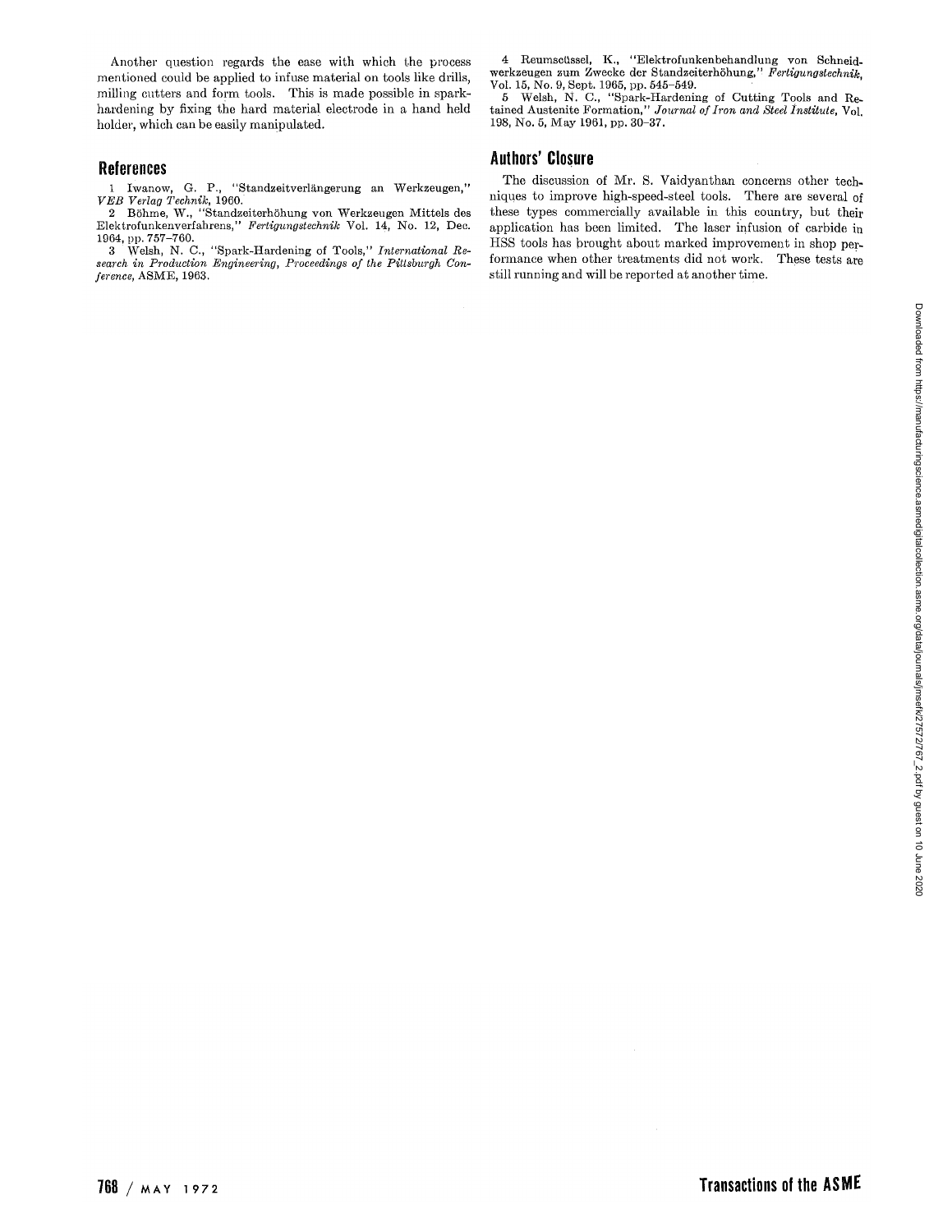Another question regards the ease with which the process mentioned could be applied to infuse material on tools like drills, milling cutters and form tools. This is made possible in spark-hardening by fixing the hard material electrode in a hand held holder, which can be easily manipulated.

## References

1 Iwanow, G. P., "Standzeitverlängerung an Werkzeugen," *VEB Verlag Technik*, 1960.

2 Böhme, W., "Standzeiterhöhung von Werkzeugen Mittels des Elektrofunkenverfahrens," *Fertigungstechnik* Vol. 14, No. 12, Dec. 1964, pp. 757–760.

3 Welsh, N. C., "Spark-Hardening of Tools," *International Research in Production Engineering, Proceedings of the Pittsburgh Conference*, ASME, 1963.

4 Reumscüssel, K., "Elektrofunkenbehandlung von Schneidwerkzeugen zum Zwecke der Standzeiterhöhung," *Fertigungstechnik*, Vol. 15, No. 9, Sept. 1965, pp. 545–549.

5 Welsh, N. C., "Spark-Hardening of Cutting Tools and Retained Austenite Formation," *Journal of Iron and Steel Institute*, Vol. 198, No. 5, May 1961, pp. 30–37.

## Authors' Closure

The discussion of Mr. S. Vaidyanthan concerns other techniques to improve high-speed-steel tools. There are several of these types commercially available in this country, but their application has been limited. The laser infusion of carbide in HSS tools has brought about marked improvement in shop performance when other treatments did not work. These tests are still running and will be reported at another time.